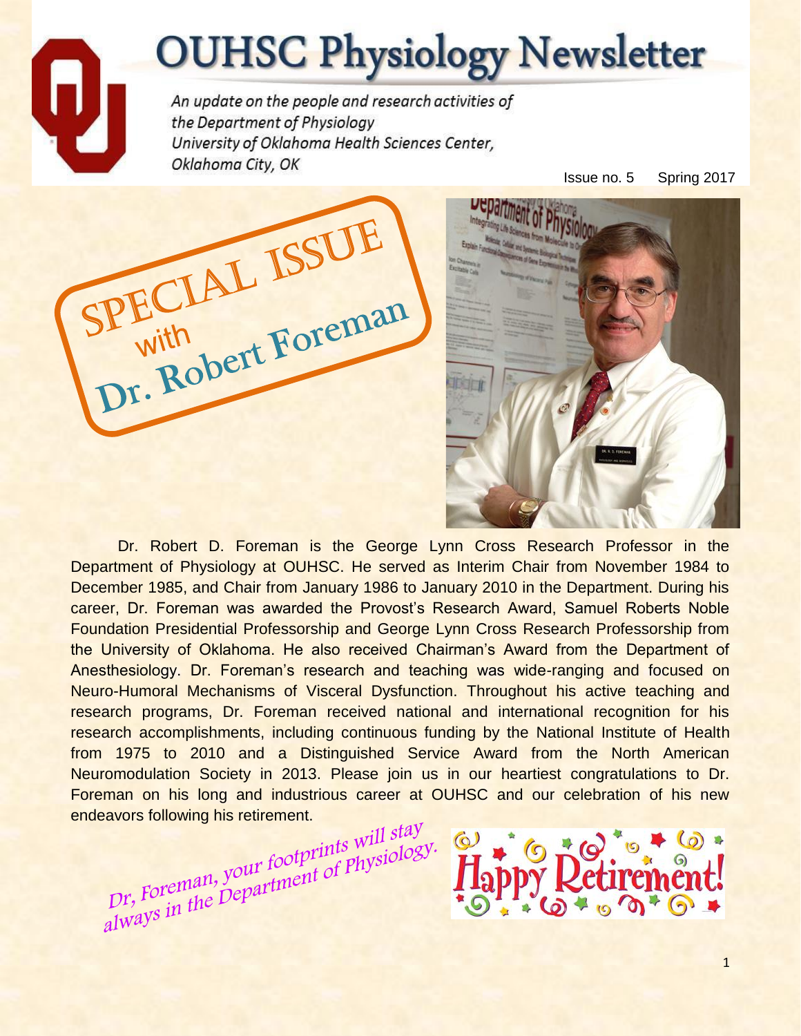# OUHSC Physiology Newsletter

*An update on the people and research activities of the Department of Physiology University of Oklahoma Health Sciences Center, Oklahoma City, OK*

Issue no. 5 Spring 2017

SPECIAL ISSUE with Dr. Robert Foreman

Dr. Robert D. Foreman is the George Lynn Cross Research Professor in the Department of Physiology at OUHSC. He served as Interim Chair from November 1984 to December 1985, and Chair from January 1986 to January 2010 in the Department. During his career, Dr. Foreman was awarded the Provost's Research Award, Samuel Roberts Noble Foundation Presidential Professorship and George Lynn Cross Research Professorship from the University of Oklahoma. He also received Chairman's Award from the Department of Anesthesiology. Dr. Foreman's research and teaching was wide-ranging and focused on Neuro-Humoral Mechanisms of Visceral Dysfunction. Throughout his active teaching and research programs, Dr. Foreman received national and international recognition for his research accomplishments, including continuous funding by the National Institute of Health from 1975 to 2010 and a Distinguished Service Award from the North American Neuromodulation Society in 2013. Please join us in our heartiest congratulations to Dr. Foreman on his long and industrious career at OUHSC and our celebration of his new endeavors following his retirement.

*Dr, Foreman, your footprints will stay always in the Department of Physiology.*

Happy Retirement!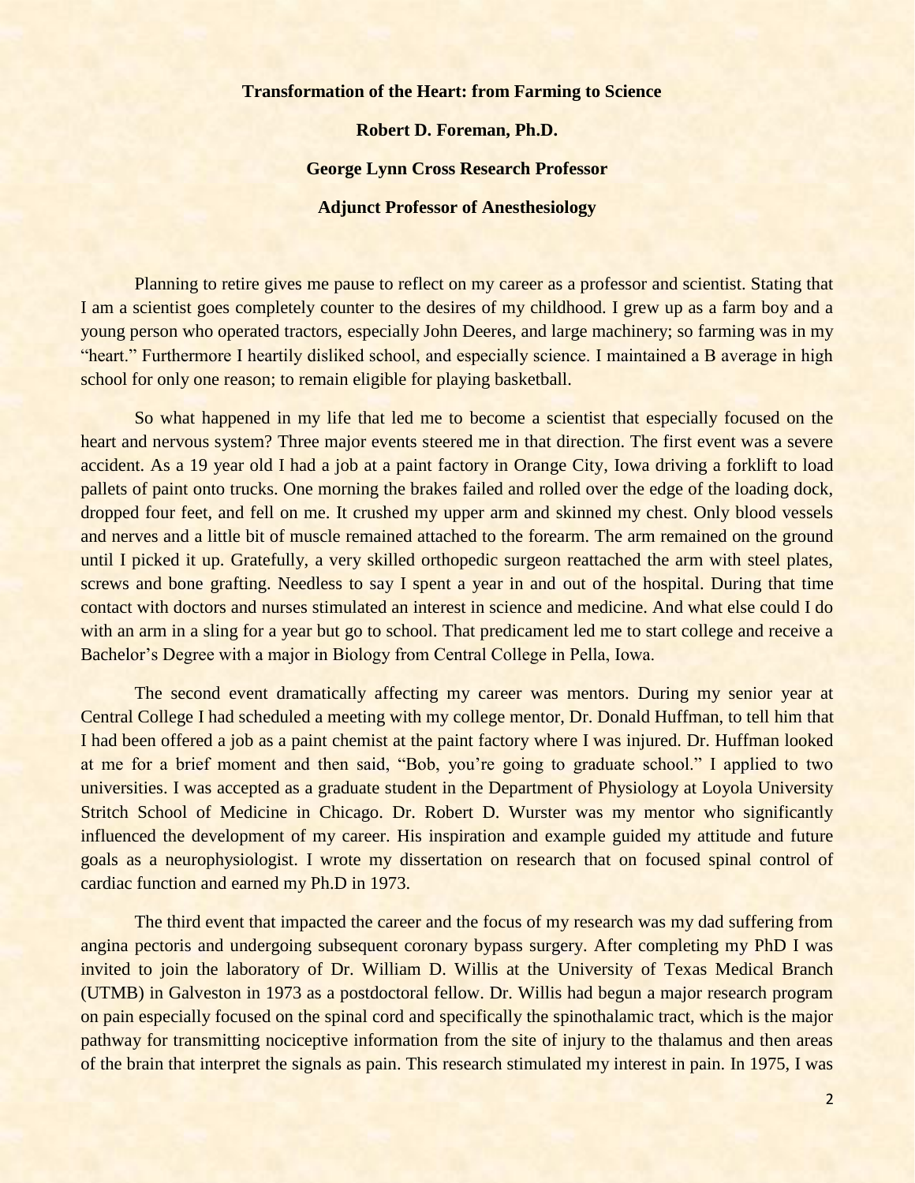**Transformation of the Heart: from Farming to Science**

**Robert D. Foreman, Ph.D.**

**George Lynn Cross Research Professor**

**Adjunct Professor of Anesthesiology**

Planning to retire gives me pause to reflect on my career as a professor and scientist. Stating that I am a scientist goes completely counter to the desires of my childhood. I grew up as a farm boy and a young person who operated tractors, especially John Deeres, and large machinery; so farming was in my "heart." Furthermore I heartily disliked school, and especially science. I maintained a B average in high school for only one reason; to remain eligible for playing basketball.

So what happened in my life that led me to become a scientist that especially focused on the heart and nervous system? Three major events steered me in that direction. The first event was a severe accident. As a 19 year old I had a job at a paint factory in Orange City, Iowa driving a forklift to load pallets of paint onto trucks. One morning the brakes failed and rolled over the edge of the loading dock, dropped four feet, and fell on me. It crushed my upper arm and skinned my chest. Only blood vessels and nerves and a little bit of muscle remained attached to the forearm. The arm remained on the ground until I picked it up. Gratefully, a very skilled orthopedic surgeon reattached the arm with steel plates, screws and bone grafting. Needless to say I spent a year in and out of the hospital. During that time contact with doctors and nurses stimulated an interest in science and medicine. And what else could I do with an arm in a sling for a year but go to school. That predicament led me to start college and receive a Bachelor's Degree with a major in Biology from Central College in Pella, Iowa.

The second event dramatically affecting my career was mentors. During my senior year at Central College I had scheduled a meeting with my college mentor, Dr. Donald Huffman, to tell him that I had been offered a job as a paint chemist at the paint factory where I was injured. Dr. Huffman looked at me for a brief moment and then said, "Bob, you're going to graduate school." I applied to two universities. I was accepted as a graduate student in the Department of Physiology at Loyola University Stritch School of Medicine in Chicago. Dr. Robert D. Wurster was my mentor who significantly influenced the development of my career. His inspiration and example guided my attitude and future goals as a neurophysiologist. I wrote my dissertation on research that on focused spinal control of cardiac function and earned my Ph.D in 1973.

The third event that impacted the career and the focus of my research was my dad suffering from angina pectoris and undergoing subsequent coronary bypass surgery. After completing my PhD I was invited to join the laboratory of Dr. William D. Willis at the University of Texas Medical Branch (UTMB) in Galveston in 1973 as a postdoctoral fellow. Dr. Willis had begun a major research program on pain especially focused on the spinal cord and specifically the spinothalamic tract, which is the major pathway for transmitting nociceptive information from the site of injury to the thalamus and then areas of the brain that interpret the signals as pain. This research stimulated my interest in pain. In 1975, I was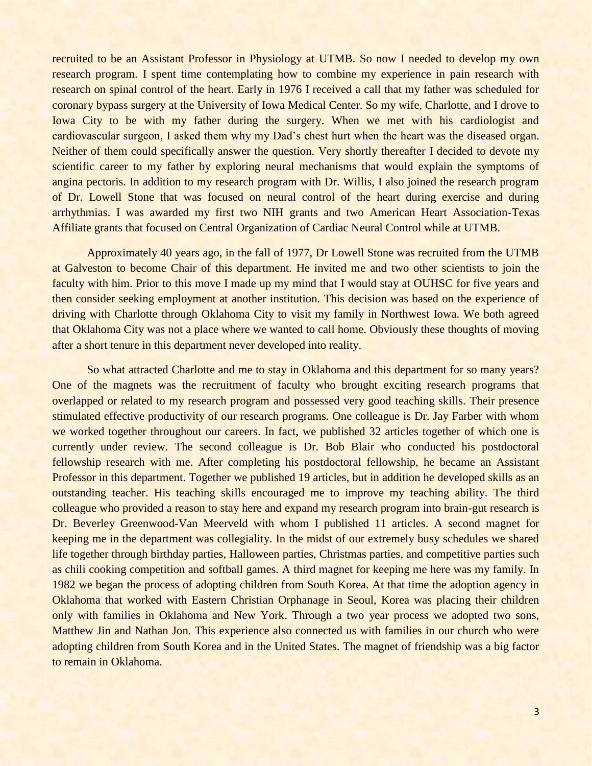recruited to be an Assistant Professor in Physiology at UTMB. So now I needed to develop my own research program. I spent time contemplating how to combine my experience in pain research with research on spinal control of the heart. Early in 1976 I received a call that my father was scheduled for coronary bypass surgery at the University of Iowa Medical Center. So my wife, Charlotte, and I drove to Iowa City to be with my father during the surgery. When we met with his cardiologist and cardiovascular surgeon, I asked them why my Dad's chest hurt when the heart was the diseased organ. Neither of them could specifically answer the question. Very shortly thereafter I decided to devote my scientific career to my father by exploring neural mechanisms that would explain the symptoms of angina pectoris. In addition to my research program with Dr. Willis, I also joined the research program of Dr. Lowell Stone that was focused on neural control of the heart during exercise and during arrhythmias. I was awarded my first two NIH grants and two American Heart Association-Texas Affiliate grants that focused on Central Organization of Cardiac Neural Control while at UTMB.

Approximately 40 years ago, in the fall of 1977, Dr Lowell Stone was recruited from the UTMB at Galveston to become Chair of this department. He invited me and two other scientists to join the faculty with him. Prior to this move I made up my mind that I would stay at OUHSC for five years and then consider seeking employment at another institution. This decision was based on the experience of driving with Charlotte through Oklahoma City to visit my family in Northwest Iowa. We both agreed that Oklahoma City was not a place where we wanted to call home. Obviously these thoughts of moving after a short tenure in this department never developed into reality.

So what attracted Charlotte and me to stay in Oklahoma and this department for so many years? One of the magnets was the recruitment of faculty who brought exciting research programs that overlapped or related to my research program and possessed very good teaching skills. Their presence stimulated effective productivity of our research programs. One colleague is Dr. Jay Farber with whom we worked together throughout our careers. In fact, we published 32 articles together of which one is currently under review. The second colleague is Dr. Bob Blair who conducted his postdoctoral fellowship research with me. After completing his postdoctoral fellowship, he became an Assistant Professor in this department. Together we published 19 articles, but in addition he developed skills as an outstanding teacher. His teaching skills encouraged me to improve my teaching ability. The third colleague who provided a reason to stay here and expand my research program into brain-gut research is Dr. Beverley Greenwood-Van Meerveld with whom I published 11 articles. A second magnet for keeping me in the department was collegiality. In the midst of our extremely busy schedules we shared life together through birthday parties, Halloween parties, Christmas parties, and competitive parties such as chili cooking competition and softball games. A third magnet for keeping me here was my family. In 1982 we began the process of adopting children from South Korea. At that time the adoption agency in Oklahoma that worked with Eastern Christian Orphanage in Seoul, Korea was placing their children only with families in Oklahoma and New York. Through a two year process we adopted two sons, Matthew Jin and Nathan Jon. This experience also connected us with families in our church who were adopting children from South Korea and in the United States. The magnet of friendship was a big factor to remain in Oklahoma.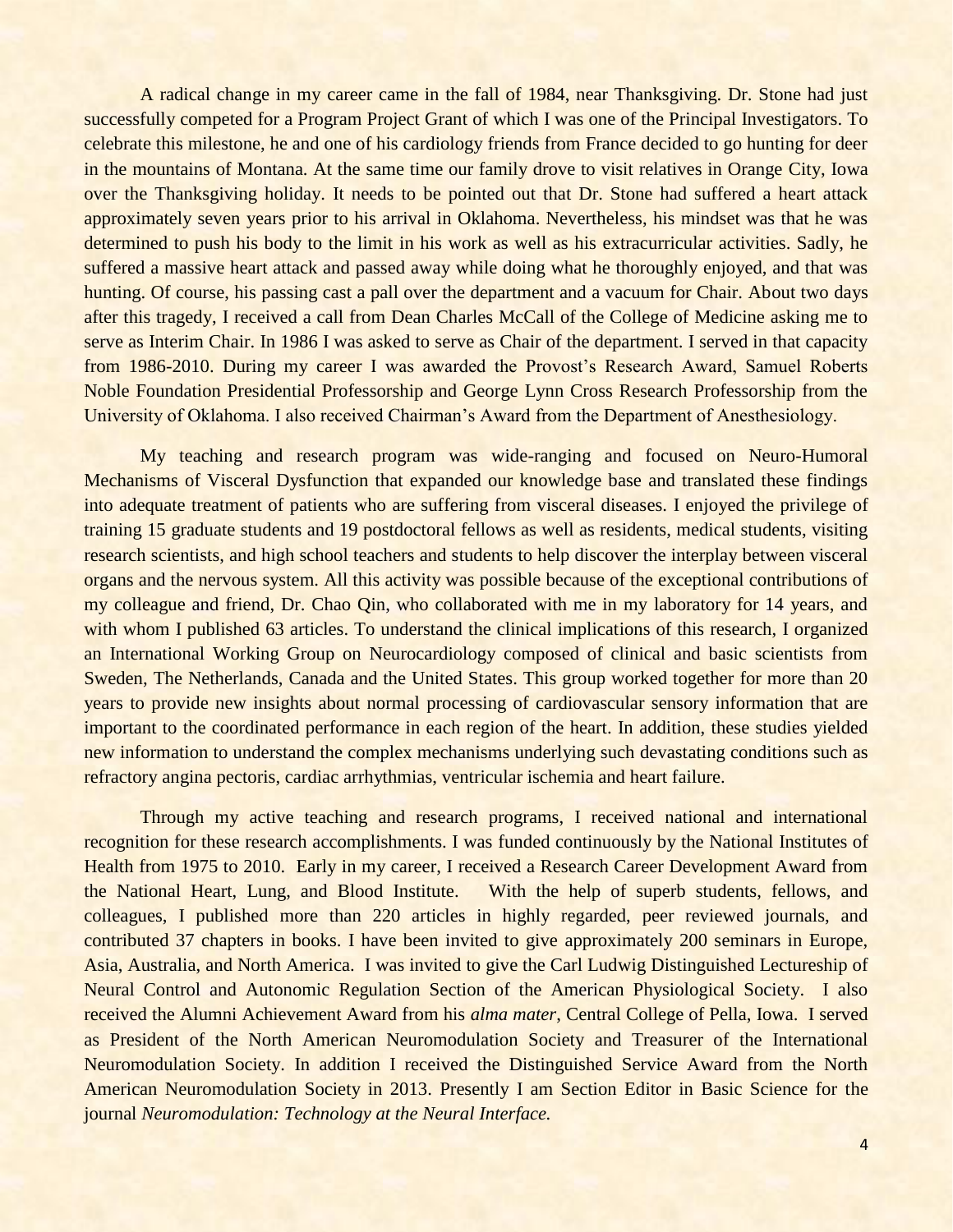A radical change in my career came in the fall of 1984, near Thanksgiving. Dr. Stone had just successfully competed for a Program Project Grant of which I was one of the Principal Investigators. To celebrate this milestone, he and one of his cardiology friends from France decided to go hunting for deer in the mountains of Montana. At the same time our family drove to visit relatives in Orange City, Iowa over the Thanksgiving holiday. It needs to be pointed out that Dr. Stone had suffered a heart attack approximately seven years prior to his arrival in Oklahoma. Nevertheless, his mindset was that he was determined to push his body to the limit in his work as well as his extracurricular activities. Sadly, he suffered a massive heart attack and passed away while doing what he thoroughly enjoyed, and that was hunting. Of course, his passing cast a pall over the department and a vacuum for Chair. About two days after this tragedy, I received a call from Dean Charles McCall of the College of Medicine asking me to serve as Interim Chair. In 1986 I was asked to serve as Chair of the department. I served in that capacity from 1986-2010. During my career I was awarded the Provost's Research Award, Samuel Roberts Noble Foundation Presidential Professorship and George Lynn Cross Research Professorship from the University of Oklahoma. I also received Chairman's Award from the Department of Anesthesiology.

My teaching and research program was wide-ranging and focused on Neuro-Humoral Mechanisms of Visceral Dysfunction that expanded our knowledge base and translated these findings into adequate treatment of patients who are suffering from visceral diseases. I enjoyed the privilege of training 15 graduate students and 19 postdoctoral fellows as well as residents, medical students, visiting research scientists, and high school teachers and students to help discover the interplay between visceral organs and the nervous system. All this activity was possible because of the exceptional contributions of my colleague and friend, Dr. Chao Qin, who collaborated with me in my laboratory for 14 years, and with whom I published 63 articles. To understand the clinical implications of this research, I organized an International Working Group on Neurocardiology composed of clinical and basic scientists from Sweden, The Netherlands, Canada and the United States. This group worked together for more than 20 years to provide new insights about normal processing of cardiovascular sensory information that are important to the coordinated performance in each region of the heart. In addition, these studies yielded new information to understand the complex mechanisms underlying such devastating conditions such as refractory angina pectoris, cardiac arrhythmias, ventricular ischemia and heart failure.

Through my active teaching and research programs, I received national and international recognition for these research accomplishments. I was funded continuously by the National Institutes of Health from 1975 to 2010. Early in my career, I received a Research Career Development Award from the National Heart, Lung, and Blood Institute. With the help of superb students, fellows, and colleagues, I published more than 220 articles in highly regarded, peer reviewed journals, and contributed 37 chapters in books. I have been invited to give approximately 200 seminars in Europe, Asia, Australia, and North America. I was invited to give the Carl Ludwig Distinguished Lectureship of Neural Control and Autonomic Regulation Section of the American Physiological Society. I also received the Alumni Achievement Award from his *alma mater*, Central College of Pella, Iowa. I served as President of the North American Neuromodulation Society and Treasurer of the International Neuromodulation Society. In addition I received the Distinguished Service Award from the North American Neuromodulation Society in 2013. Presently I am Section Editor in Basic Science for the journal *Neuromodulation: Technology at the Neural Interface.*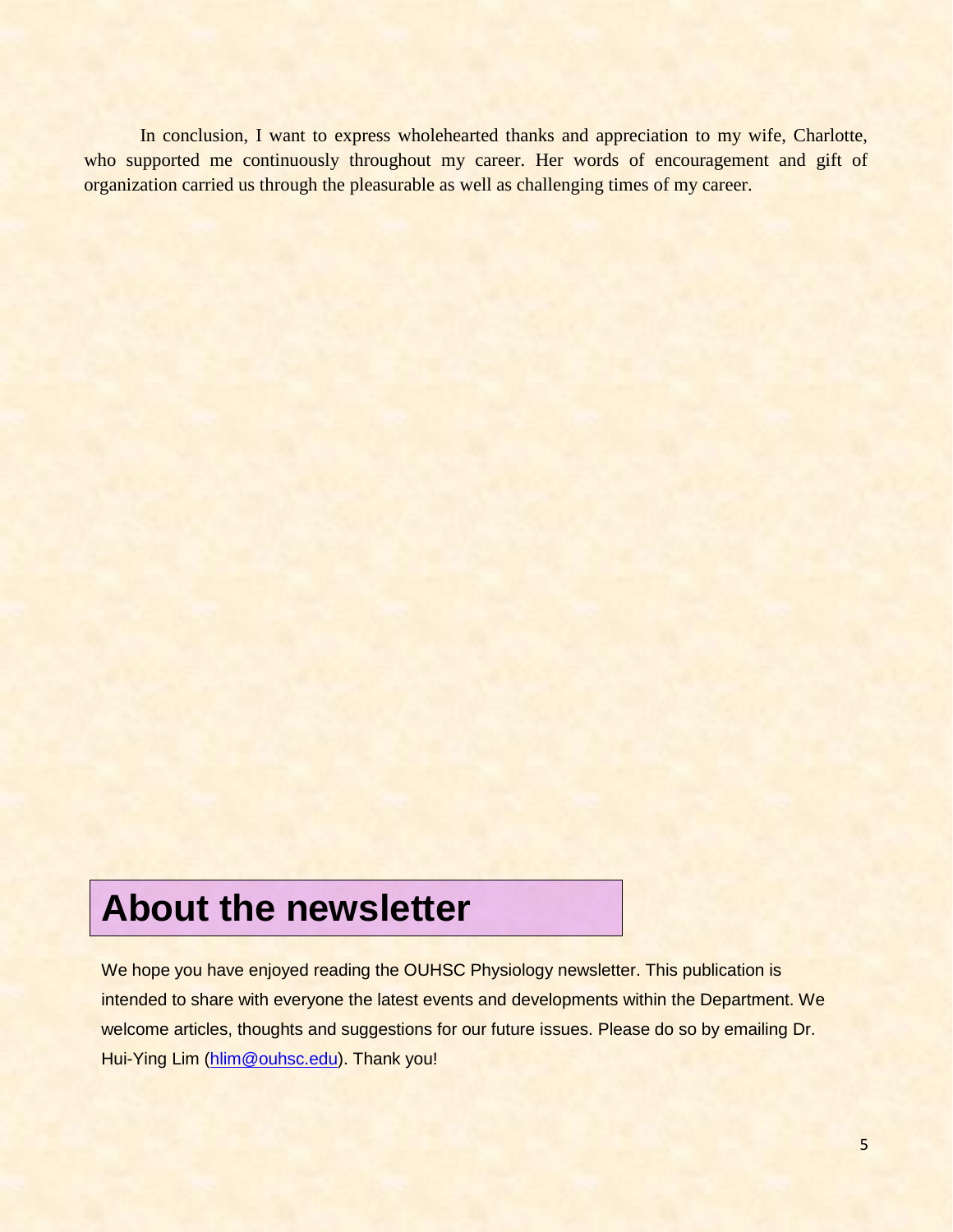In conclusion, I want to express wholehearted thanks and appreciation to my wife, Charlotte, who supported me continuously throughout my career. Her words of encouragement and gift of organization carried us through the pleasurable as well as challenging times of my career.

# About the newsletter

We hope you have enjoyed reading the OUHSC Physiology newsletter. This publication is intended to share with everyone the latest events and developments within the Department. We welcome articles, thoughts and suggestions for our future issues. Please do so by emailing Dr. Hui-Ying Lim (hlim@ouhsc.edu). Thank you!